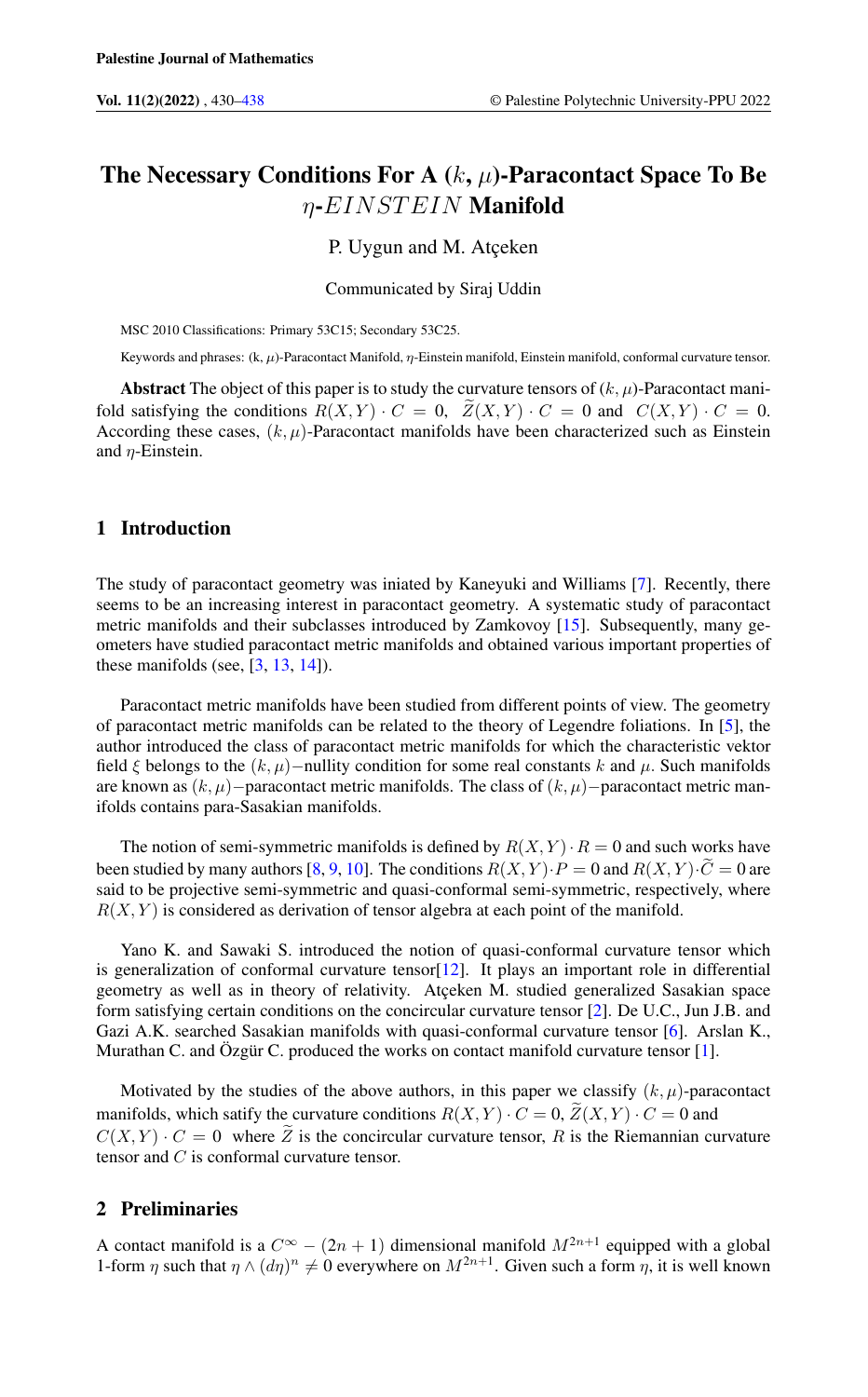# The Necessary Conditions For A $(k, \mu)$-Paracontact Space To Be $\eta$-$EINSTEIN$ Manifold

P. Uygun and M. Atçeken

Communicated by Siraj Uddin

MSC 2010 Classifications: Primary 53C15; Secondary 53C25.

Keywords and phrases: (k, $\mu$)-Paracontact Manifold, $\eta$-Einstein manifold, Einstein manifold, conformal curvature tensor.

**Abstract** The object of this paper is to study the curvature tensors of $(k, \mu)$-Paracontact manifold satisfying the conditions $R(X, Y) \cdot C = 0$, $\widetilde{Z}(X, Y) \cdot C = 0$ and $C(X, Y) \cdot C = 0$. According these cases, $(k, \mu)$-Paracontact manifolds have been characterized such as Einstein and $\eta$-Einstein.

## 1 Introduction

The study of paracontact geometry was iniated by Kaneyuki and Williams [7]. Recently, there seems to be an increasing interest in paracontact geometry. A systematic study of paracontact metric manifolds and their subclasses introduced by Zamkovoy [15]. Subsequently, many geometers have studied paracontact metric manifolds and obtained various important properties of these manifolds (see, [3, 13, 14]).

Paracontact metric manifolds have been studied from different points of view. The geometry of paracontact metric manifolds can be related to the theory of Legendre foliations. In [5], the author introduced the class of paracontact metric manifolds for which the characteristic vektor field $\xi$ belongs to the $(k, \mu)-$nullity condition for some real constants $k$ and $\mu$. Such manifolds are known as $(k, \mu)-$paracontact metric manifolds. The class of $(k, \mu)-$paracontact metric manifolds contains para-Sasakian manifolds.

The notion of semi-symmetric manifolds is defined by $R(X, Y) \cdot R = 0$ and such works have been studied by many authors [8, 9, 10]. The conditions $R(X, Y) \cdot P = 0$ and $R(X, Y) \cdot \widetilde{C} = 0$ are said to be projective semi-symmetric and quasi-conformal semi-symmetric, respectively, where $R(X, Y)$ is considered as derivation of tensor algebra at each point of the manifold.

Yano K. and Sawaki S. introduced the notion of quasi-conformal curvature tensor which is generalization of conformal curvature tensor[12]. It plays an important role in differential geometry as well as in theory of relativity. Atçeken M. studied generalized Sasakian space form satisfying certain conditions on the concircular curvature tensor [2]. De U.C., Jun J.B. and Gazi A.K. searched Sasakian manifolds with quasi-conformal curvature tensor [6]. Arslan K., Murathan C. and Özgür C. produced the works on contact manifold curvature tensor [1].

Motivated by the studies of the above authors, in this paper we classify $(k, \mu)$-paracontact manifolds, which satify the curvature conditions $R(X, Y) \cdot C = 0$, $\widetilde{Z}(X, Y) \cdot C = 0$ and $C(X, Y) \cdot C = 0$ where $\widetilde{Z}$ is the concircular curvature tensor, $R$ is the Riemannian curvature tensor and $C$ is conformal curvature tensor.

## 2 Preliminaries

A contact manifold is a $C^{\infty} - (2n+1)$ dimensional manifold $M^{2n+1}$ equipped with a global 1-form $\eta$ such that $\eta \wedge (d\eta)^n \neq 0$ everywhere on $M^{2n+1}$. Given such a form $\eta$, it is well known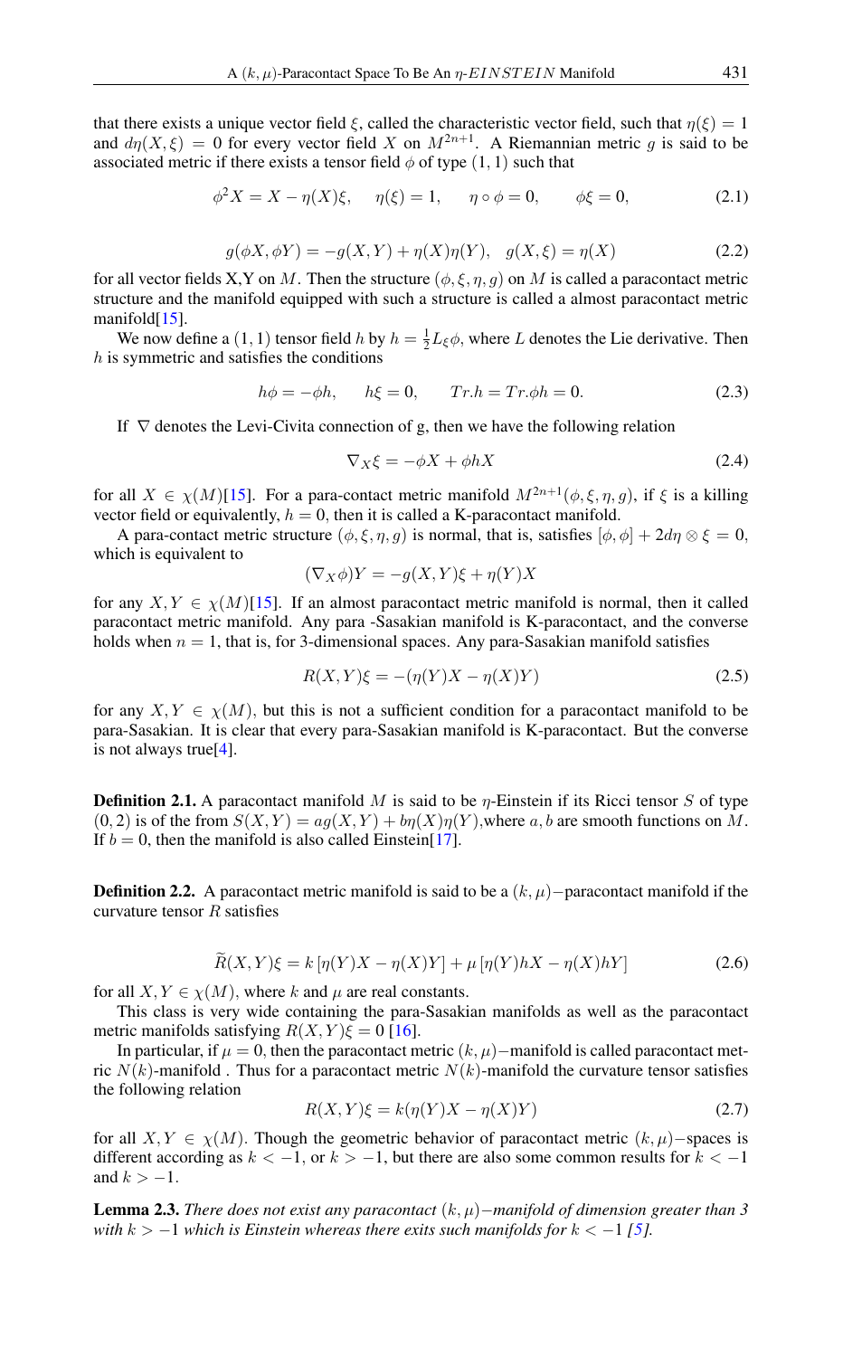that there exists a unique vector field $\xi$, called the characteristic vector field, such that $\eta(\xi) = 1$ and $d\eta(X, \xi) = 0$ for every vector field $X$ on $M^{2n+1}$. A Riemannian metric $g$ is said to be associated metric if there exists a tensor field $\phi$ of type $(1, 1)$ such that

$$\phi^2 X = X - \eta(X)\xi, \quad \eta(\xi) = 1, \quad \eta \circ \phi = 0, \quad \phi\xi = 0, \tag{2.1}$$

$$g(\phi X, \phi Y) = -g(X, Y) + \eta(X)\eta(Y), \quad g(X, \xi) = \eta(X) \tag{2.2}$$

for all vector fields X,Y on $M$. Then the structure $(\phi, \xi, \eta, g)$ on $M$ is called a paracontact metric structure and the manifold equipped with such a structure is called a almost paracontact metric manifold[15].

We now define a $(1, 1)$ tensor field $h$ by $h = \frac{1}{2}L_\xi\phi$, where $L$ denotes the Lie derivative. Then $h$ is symmetric and satisfies the conditions

$$h\phi = -\phi h, \quad h\xi = 0, \quad Tr.h = Tr.\phi h = 0. \tag{2.3}$$

If $\nabla$ denotes the Levi-Civita connection of g, then we have the following relation

$$\nabla_X \xi = -\phi X + \phi h X \tag{2.4}$$

for all $X \in \chi(M)$[15]. For a para-contact metric manifold $M^{2n+1}(\phi, \xi, \eta, g)$, if $\xi$ is a killing vector field or equivalently, $h = 0$, then it is called a K-paracontact manifold.

A para-contact metric structure $(\phi, \xi, \eta, g)$ is normal, that is, satisfies $[\phi, \phi] + 2d\eta \otimes \xi = 0$, which is equivalent to

$$(\nabla_X \phi)Y = -g(X, Y)\xi + \eta(Y)X$$

for any $X, Y \in \chi(M)$[15]. If an almost paracontact metric manifold is normal, then it called paracontact metric manifold. Any para -Sasakian manifold is K-paracontact, and the converse holds when $n = 1$, that is, for 3-dimensional spaces. Any para-Sasakian manifold satisfies

$$R(X, Y)\xi = -(\eta(Y)X - \eta(X)Y) \tag{2.5}$$

for any $X, Y \in \chi(M)$, but this is not a sufficient condition for a paracontact manifold to be para-Sasakian. It is clear that every para-Sasakian manifold is K-paracontact. But the converse is not always true[4].

**Definition 2.1.** A paracontact manifold $M$ is said to be $\eta$-Einstein if its Ricci tensor $S$ of type $(0, 2)$ is of the from $S(X, Y) = ag(X, Y) + b\eta(X)\eta(Y)$,where $a, b$ are smooth functions on $M$. If $b = 0$, then the manifold is also called Einstein[17].

**Definition 2.2.** A paracontact metric manifold is said to be a $(k, \mu)-$paracontact manifold if the curvature tensor $R$ satisfies

$$\widetilde{R}(X, Y)\xi = k\,[\eta(Y)X - \eta(X)Y] + \mu\,[\eta(Y)hX - \eta(X)hY] \tag{2.6}$$

for all $X, Y \in \chi(M)$, where $k$ and $\mu$ are real constants.

This class is very wide containing the para-Sasakian manifolds as well as the paracontact metric manifolds satisfying $R(X, Y)\xi = 0$ [16].

In particular, if $\mu = 0$, then the paracontact metric $(k, \mu)-$manifold is called paracontact metric $N(k)$-manifold . Thus for a paracontact metric $N(k)$-manifold the curvature tensor satisfies the following relation

$$R(X, Y)\xi = k(\eta(Y)X - \eta(X)Y) \tag{2.7}$$

for all $X, Y \in \chi(M)$. Though the geometric behavior of paracontact metric $(k, \mu)-$spaces is different according as $k < -1$, or $k > -1$, but there are also some common results for $k < -1$ and $k > -1$.

**Lemma 2.3.** *There does not exist any paracontact $(k, \mu)-$manifold of dimension greater than 3 with $k > -1$ which is Einstein whereas there exits such manifolds for $k < -1$ [5].*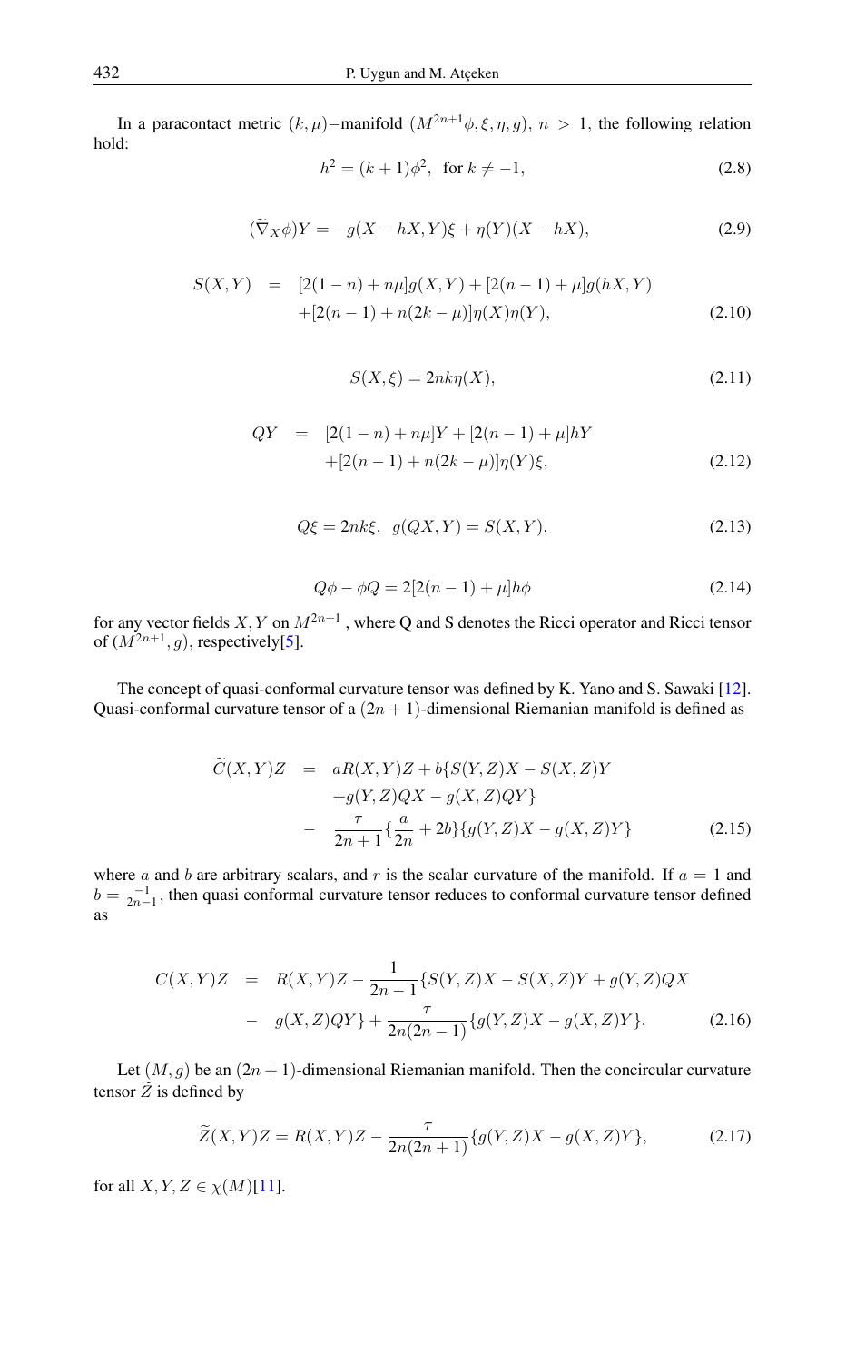In a paracontact metric $(k, \mu)-$manifold $(M^{2n+1}\phi, \xi, \eta, g)$, $n > 1$, the following relation hold:

$$h^2 = (k+1)\phi^2, \text{ for } k \neq -1, \tag{2.8}$$

$$(\widetilde{\nabla}_X \phi)Y = -g(X - hX, Y)\xi + \eta(Y)(X - hX), \tag{2.9}$$

$$\begin{aligned} S(X,Y) &= [2(1-n) + n\mu]g(X,Y) + [2(n-1) + \mu]g(hX,Y) \\ &\quad + [2(n-1) + n(2k-\mu)]\eta(X)\eta(Y), \end{aligned} \tag{2.10}$$

$$S(X,\xi) = 2nk\eta(X), \tag{2.11}$$

$$\begin{aligned} QY &= [2(1-n) + n\mu]Y + [2(n-1) + \mu]hY \\ &\quad + [2(n-1) + n(2k-\mu)]\eta(Y)\xi, \end{aligned} \tag{2.12}$$

$$Q\xi = 2nk\xi, \quad g(QX,Y) = S(X,Y), \tag{2.13}$$

$$Q\phi - \phi Q = 2[2(n-1) + \mu]h\phi \tag{2.14}$$

for any vector fields $X, Y$ on $M^{2n+1}$ , where Q and S denotes the Ricci operator and Ricci tensor of $(M^{2n+1}, g)$, respectively[5].

The concept of quasi-conformal curvature tensor was defined by K. Yano and S. Sawaki [12]. Quasi-conformal curvature tensor of a $(2n+1)$-dimensional Riemanian manifold is defined as

$$\begin{aligned} \widetilde{C}(X,Y)Z &= aR(X,Y)Z + b\{S(Y,Z)X - S(X,Z)Y \\ &\quad + g(Y,Z)QX - g(X,Z)QY\} \\ &\quad - \frac{\tau}{2n+1}\{\frac{a}{2n} + 2b\}\{g(Y,Z)X - g(X,Z)Y\} \end{aligned} \tag{2.15}$$

where $a$ and $b$ are arbitrary scalars, and $r$ is the scalar curvature of the manifold. If $a = 1$ and $b = \frac{-1}{2n-1}$, then quasi conformal curvature tensor reduces to conformal curvature tensor defined as

$$\begin{aligned} C(X,Y)Z &= R(X,Y)Z - \frac{1}{2n-1}\{S(Y,Z)X - S(X,Z)Y + g(Y,Z)QX \\ &\quad - g(X,Z)QY\} + \frac{\tau}{2n(2n-1)}\{g(Y,Z)X - g(X,Z)Y\}. \end{aligned} \tag{2.16}$$

Let $(M, g)$ be an $(2n+1)$-dimensional Riemanian manifold. Then the concircular curvature tensor $\widetilde{Z}$ is defined by

$$\widetilde{Z}(X,Y)Z = R(X,Y)Z - \frac{\tau}{2n(2n+1)}\{g(Y,Z)X - g(X,Z)Y\}, \tag{2.17}$$

for all $X, Y, Z \in \chi(M)$[11].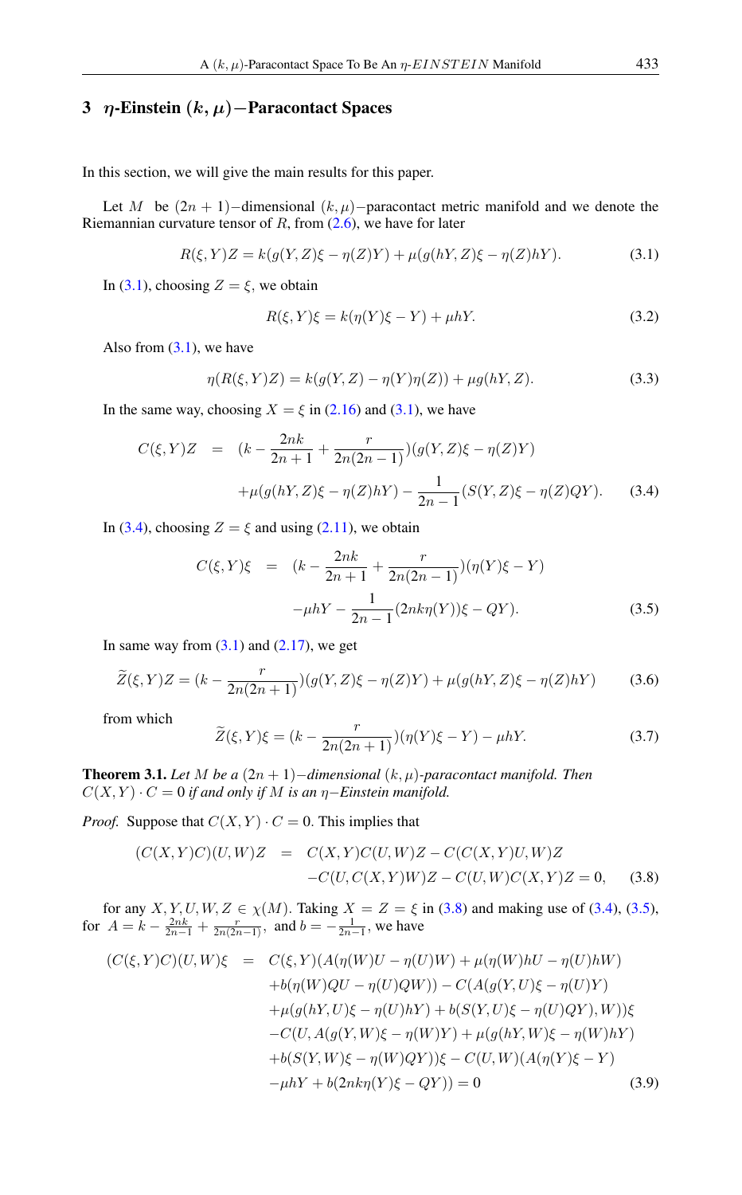## 3 $\eta$-Einstein $(k, \mu)-$Paracontact Spaces

In this section, we will give the main results for this paper.

Let $M$ be $(2n+1)-$dimensional $(k, \mu)-$paracontact metric manifold and we denote the Riemannian curvature tensor of $R$, from (2.6), we have for later

$$R(\xi, Y)Z = k(g(Y, Z)\xi - \eta(Z)Y) + \mu(g(hY, Z)\xi - \eta(Z)hY). \tag{3.1}$$

In (3.1), choosing $Z = \xi$, we obtain

$$R(\xi, Y)\xi = k(\eta(Y)\xi - Y) + \mu hY. \tag{3.2}$$

Also from (3.1), we have

$$\eta(R(\xi, Y)Z) = k(g(Y, Z) - \eta(Y)\eta(Z)) + \mu g(hY, Z). \tag{3.3}$$

In the same way, choosing $X = \xi$ in (2.16) and (3.1), we have

$$\begin{aligned} C(\xi, Y)Z \;&=\; (k - \frac{2nk}{2n+1} + \frac{r}{2n(2n-1)})(g(Y, Z)\xi - \eta(Z)Y) \\ &\quad + \mu(g(hY, Z)\xi - \eta(Z)hY) - \frac{1}{2n-1}(S(Y, Z)\xi - \eta(Z)QY). \end{aligned} \tag{3.4}$$

In (3.4), choosing $Z = \xi$ and using (2.11), we obtain

$$\begin{aligned} C(\xi, Y)\xi \;&=\; (k - \frac{2nk}{2n+1} + \frac{r}{2n(2n-1)})(\eta(Y)\xi - Y) \\ &\quad - \mu hY - \frac{1}{2n-1}(2nk\eta(Y))\xi - QY). \end{aligned} \tag{3.5}$$

In same way from (3.1) and (2.17), we get

$$\widetilde{Z}(\xi, Y)Z = (k - \frac{r}{2n(2n+1)})(g(Y, Z)\xi - \eta(Z)Y) + \mu(g(hY, Z)\xi - \eta(Z)hY) \tag{3.6}$$

from which

$$\widetilde{Z}(\xi, Y)\xi = (k - \frac{r}{2n(2n+1)})(\eta(Y)\xi - Y) - \mu hY. \tag{3.7}$$

**Theorem 3.1.** *Let $M$ be a $(2n+1)-$dimensional $(k, \mu)$-paracontact manifold. Then $C(X, Y) \cdot C = 0$ if and only if $M$ is an $\eta-$Einstein manifold.*

*Proof.* Suppose that $C(X, Y) \cdot C = 0$. This implies that

$$\begin{aligned} (C(X, Y)C)(U, W)Z \;&=\; C(X, Y)C(U, W)Z - C(C(X, Y)U, W)Z \\ &\quad - C(U, C(X, Y)W)Z - C(U, W)C(X, Y)Z = 0, \end{aligned} \tag{3.8}$$

for any $X, Y, U, W, Z \in \chi(M)$. Taking $X = Z = \xi$ in (3.8) and making use of (3.4), (3.5), for $A = k - \frac{2nk}{2n-1} + \frac{r}{2n(2n-1)}$, and $b = -\frac{1}{2n-1}$, we have

$$\begin{aligned} (C(\xi, Y)C)(U, W)\xi \;&=\; C(\xi, Y)(A(\eta(W)U - \eta(U)W) + \mu(\eta(W)hU - \eta(U)hW) \\ &\quad + b(\eta(W)QU - \eta(U)QW)) - C(A(g(Y, U)\xi - \eta(U)Y) \\ &\quad + \mu(g(hY, U)\xi - \eta(U)hY) + b(S(Y, U)\xi - \eta(U)QY), W))\xi \\ &\quad - C(U, A(g(Y, W)\xi - \eta(W)Y) + \mu(g(hY, W)\xi - \eta(W)hY) \\ &\quad + b(S(Y, W)\xi - \eta(W)QY))\xi - C(U, W)(A(\eta(Y)\xi - Y) \\ &\quad - \mu hY + b(2nk\eta(Y)\xi - QY)) = 0 \end{aligned} \tag{3.9}$$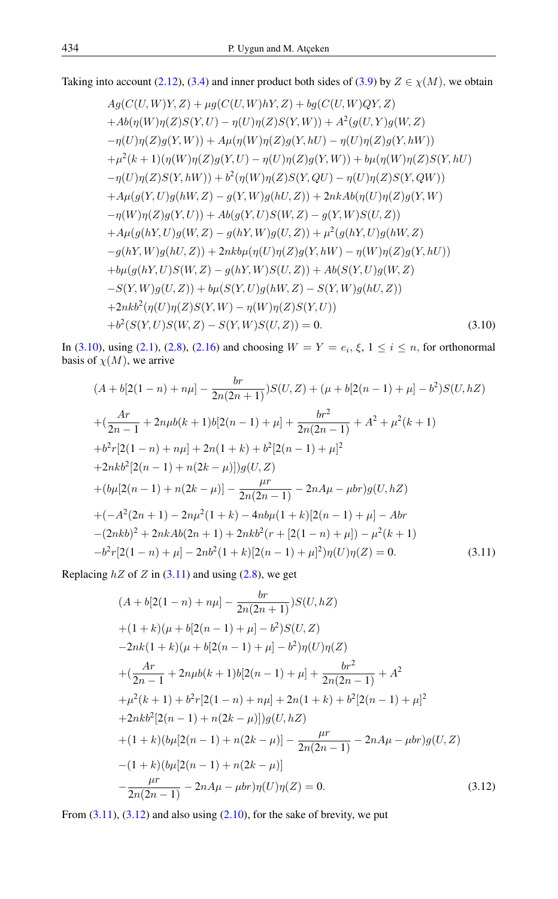Taking into account (2.12), (3.4) and inner product both sides of (3.9) by $Z \in \chi(M)$, we obtain

$$
\begin{aligned}
&Ag(C(U,W)Y,Z) + \mu g(C(U,W)hY,Z) + bg(C(U,W)QY,Z)\\
&+Ab(\eta(W)\eta(Z)S(Y,U) - \eta(U)\eta(Z)S(Y,W)) + A^2(g(U,Y)g(W,Z)\\
&-\eta(U)\eta(Z)g(Y,W)) + A\mu(\eta(W)\eta(Z)g(Y,hU) - \eta(U)\eta(Z)g(Y,hW))\\
&+\mu^2(k+1)(\eta(W)\eta(Z)g(Y,U) - \eta(U)\eta(Z)g(Y,W)) + b\mu(\eta(W)\eta(Z)S(Y,hU)\\
&-\eta(U)\eta(Z)S(Y,hW)) + b^2(\eta(W)\eta(Z)S(Y,QU) - \eta(U)\eta(Z)S(Y,QW))\\
&+A\mu(g(Y,U)g(hW,Z) - g(Y,W)g(hU,Z)) + 2nkA b(\eta(U)\eta(Z)g(Y,W)\\
&-\eta(W)\eta(Z)g(Y,U)) + Ab(g(Y,U)S(W,Z) - g(Y,W)S(U,Z))\\
&+A\mu(g(hY,U)g(W,Z) - g(hY,W)g(U,Z)) + \mu^2(g(hY,U)g(hW,Z)\\
&-g(hY,W)g(hU,Z)) + 2nkb\mu(\eta(U)\eta(Z)g(Y,hW) - \eta(W)\eta(Z)g(Y,hU))\\
&+b\mu(g(hY,U)S(W,Z) - g(hY,W)S(U,Z)) + Ab(S(Y,U)g(W,Z)\\
&-S(Y,W)g(U,Z)) + b\mu(S(Y,U)g(hW,Z) - S(Y,W)g(hU,Z))\\
&+2nkb^2(\eta(U)\eta(Z)S(Y,W) - \eta(W)\eta(Z)S(Y,U))\\
&+b^2(S(Y,U)S(W,Z) - S(Y,W)S(U,Z)) = 0. \qquad (3.10)
\end{aligned}
$$

In (3.10), using (2.1), (2.8), (2.16) and choosing $W = Y = e_i, \xi$, $1 \leq i \leq n$, for orthonormal basis of $\chi(M)$, we arrive

$$
\begin{aligned}
&(A + b[2(1-n) + n\mu] - \frac{br}{2n(2n+1)})S(U,Z) + (\mu + b[2(n-1) + \mu] - b^2)S(U,hZ)\\
&+(\frac{Ar}{2n-1} + 2n\mu b(k+1)b[2(n-1)+\mu] + \frac{br^2}{2n(2n-1)} + A^2 + \mu^2(k+1)\\
&+b^2 r[2(1-n) + n\mu] + 2n(1+k) + b^2[2(n-1)+\mu]^2\\
&+2nkb^2[2(n-1) + n(2k-\mu)])g(U,Z)\\
&+(b\mu[2(n-1) + n(2k-\mu)] - \frac{\mu r}{2n(2n-1)} - 2nA\mu - \mu br)g(U,hZ)\\
&+(-A^2(2n+1) - 2n\mu^2(1+k) - 4nb\mu(1+k)[2(n-1)+\mu] - Abr\\
&-(2nkb)^2 + 2nkAb(2n+1) + 2nkb^2(r + [2(1-n)+\mu]) - \mu^2(k+1)\\
&-b^2 r[2(1-n)+\mu] - 2nb^2(1+k)[2(n-1)+\mu]^2)\eta(U)\eta(Z) = 0. \qquad (3.11)
\end{aligned}
$$

Replacing $hZ$ of $Z$ in (3.11) and using (2.8), we get

$$
\begin{aligned}
&(A + b[2(1-n) + n\mu] - \frac{br}{2n(2n+1)})S(U,hZ)\\
&+(1+k)(\mu + b[2(n-1)+\mu] - b^2)S(U,Z)\\
&-2nk(1+k)(\mu + b[2(n-1)+\mu] - b^2)\eta(U)\eta(Z)\\
&+(\frac{Ar}{2n-1} + 2n\mu b(k+1)b[2(n-1)+\mu] + \frac{br^2}{2n(2n-1)} + A^2\\
&+\mu^2(k+1) + b^2 r[2(1-n)+n\mu] + 2n(1+k) + b^2[2(n-1)+\mu]^2\\
&+2nkb^2[2(n-1) + n(2k-\mu)])g(U,hZ)\\
&+(1+k)(b\mu[2(n-1) + n(2k-\mu)] - \frac{\mu r}{2n(2n-1)} - 2nA\mu - \mu br)g(U,Z)\\
&-(1+k)(b\mu[2(n-1) + n(2k-\mu)]\\
&-\frac{\mu r}{2n(2n-1)} - 2nA\mu - \mu br)\eta(U)\eta(Z) = 0. \qquad (3.12)
\end{aligned}
$$

From (3.11), (3.12) and also using (2.10), for the sake of brevity, we put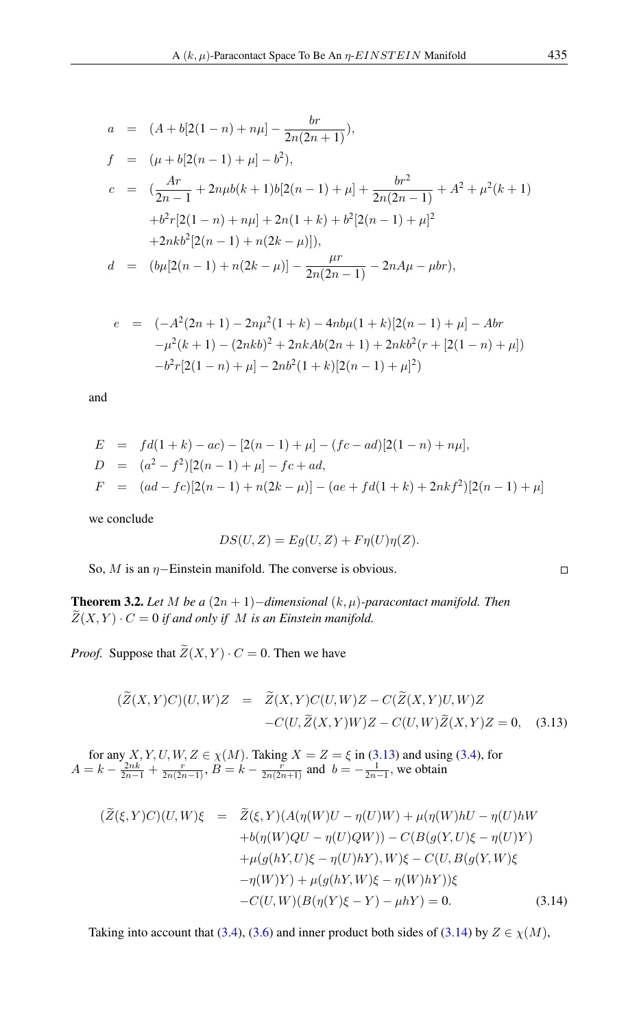$$
\begin{aligned}
a &= (A + b[2(1-n) + n\mu] - \frac{br}{2n(2n+1)}), \\
f &= (\mu + b[2(n-1) + \mu] - b^2), \\
c &= (\frac{Ar}{2n-1} + 2n\mu b(k+1)b[2(n-1)+\mu] + \frac{br^2}{2n(2n-1)} + A^2 + \mu^2(k+1) \\
&\quad + b^2 r[2(1-n) + n\mu] + 2n(1+k) + b^2[2(n-1)+\mu]^2 \\
&\quad + 2nkb^2[2(n-1) + n(2k-\mu)]), \\
d &= (b\mu[2(n-1) + n(2k-\mu)] - \frac{\mu r}{2n(2n-1)} - 2nA\mu - \mu br),
\end{aligned}
$$

$$
\begin{aligned}
e &= (-A^2(2n+1) - 2n\mu^2(1+k) - 4nb\mu(1+k)[2(n-1)+\mu] - Abr \\
&\quad -\mu^2(k+1) - (2nkb)^2 + 2nkAb(2n+1) + 2nkb^2(r + [2(1-n)+\mu]) \\
&\quad -b^2 r[2(1-n)+\mu] - 2nb^2(1+k)[2(n-1)+\mu]^2)
\end{aligned}
$$

and

$$
\begin{aligned}
E &= fd(1+k) - ac) - [2(n-1)+\mu] - (fc - ad)[2(1-n) + n\mu], \\
D &= (a^2 - f^2)[2(n-1)+\mu] - fc + ad, \\
F &= (ad - fc)[2(n-1) + n(2k-\mu)] - (ae + fd(1+k) + 2nkf^2)[2(n-1)+\mu]
\end{aligned}
$$

we conclude

$$
DS(U,Z) = Eg(U,Z) + F\eta(U)\eta(Z).
$$

So, $M$ is an $\eta-$Einstein manifold. The converse is obvious. □

**Theorem 3.2.** *Let $M$ be a $(2n+1)-$dimensional $(k,\mu)$-paracontact manifold. Then $\widetilde{Z}(X,Y)\cdot C = 0$ if and only if $M$ is an Einstein manifold.*

*Proof.* Suppose that $\widetilde{Z}(X,Y)\cdot C = 0$. Then we have

$$
\begin{aligned}
(\widetilde{Z}(X,Y)C)(U,W)Z &= \widetilde{Z}(X,Y)C(U,W)Z - C(\widetilde{Z}(X,Y)U,W)Z \\
&\quad - C(U,\widetilde{Z}(X,Y)W)Z - C(U,W)\widetilde{Z}(X,Y)Z = 0, \quad (3.13)
\end{aligned}
$$

for any $X,Y,U,W,Z \in \chi(M)$. Taking $X = Z = \xi$ in (3.13) and using (3.4), for $A = k - \frac{2nk}{2n-1} + \frac{r}{2n(2n-1)}$, $B = k - \frac{r}{2n(2n+1)}$ and $b = -\frac{1}{2n-1}$, we obtain

$$
\begin{aligned}
(\widetilde{Z}(\xi,Y)C)(U,W)\xi &= \widetilde{Z}(\xi,Y)(A(\eta(W)U - \eta(U)W) + \mu(\eta(W)hU - \eta(U)hW \\
&\quad + b(\eta(W)QU - \eta(U)QW)) - C(B(g(Y,U)\xi - \eta(U)Y) \\
&\quad + \mu(g(hY,U)\xi - \eta(U)hY),W)\xi - C(U, B(g(Y,W)\xi \\
&\quad - \eta(W)Y) + \mu(g(hY,W)\xi - \eta(W)hY))\xi \\
&\quad - C(U,W)(B(\eta(Y)\xi - Y) - \mu hY) = 0. \quad (3.14)
\end{aligned}
$$

Taking into account that (3.4), (3.6) and inner product both sides of (3.14) by $Z \in \chi(M)$,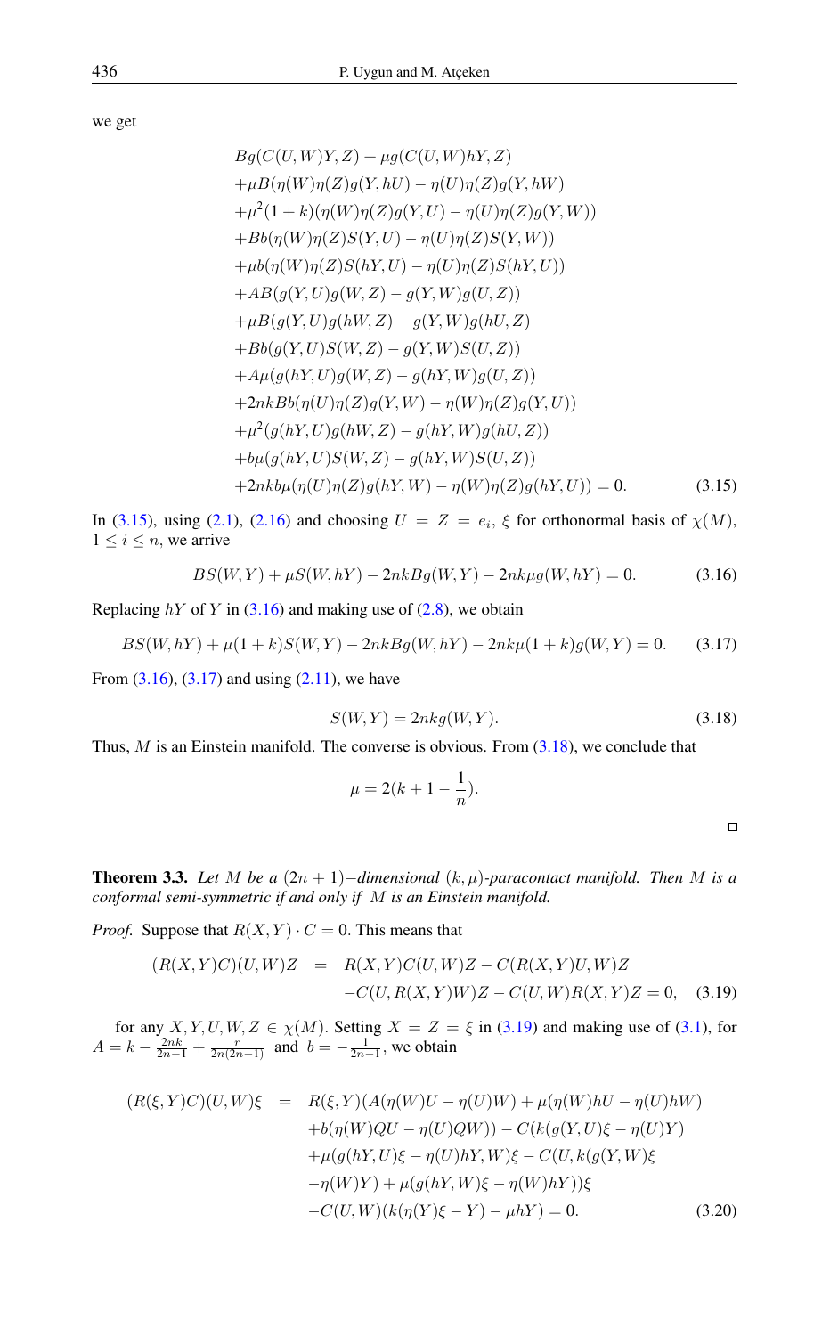we get

$$
\begin{aligned}
& Bg(C(U,W)Y,Z)+\mu g(C(U,W)hY,Z)\\
& +\mu B(\eta(W)\eta(Z)g(Y,hU)-\eta(U)\eta(Z)g(Y,hW)\\
& +\mu^2(1+k)(\eta(W)\eta(Z)g(Y,U)-\eta(U)\eta(Z)g(Y,W))\\
& +Bb(\eta(W)\eta(Z)S(Y,U)-\eta(U)\eta(Z)S(Y,W))\\
& +\mu b(\eta(W)\eta(Z)S(hY,U)-\eta(U)\eta(Z)S(hY,U))\\
& +AB(g(Y,U)g(W,Z)-g(Y,W)g(U,Z))\\
& +\mu B(g(Y,U)g(hW,Z)-g(Y,W)g(hU,Z)\\
& +Bb(g(Y,U)S(W,Z)-g(Y,W)S(U,Z))\\
& +A\mu(g(hY,U)g(W,Z)-g(hY,W)g(U,Z))\\
& +2nkBb(\eta(U)\eta(Z)g(Y,W)-\eta(W)\eta(Z)g(Y,U))\\
& +\mu^2(g(hY,U)g(hW,Z)-g(hY,W)g(hU,Z))\\
& +b\mu(g(hY,U)S(W,Z)-g(hY,W)S(U,Z))\\
& +2nkb\mu(\eta(U)\eta(Z)g(hY,W)-\eta(W)\eta(Z)g(hY,U))=0. \qquad (3.15)
\end{aligned}
$$

In (3.15), using (2.1), (2.16) and choosing $U=Z=e_i,\ \xi$ for orthonormal basis of $\chi(M)$, $1\leq i\leq n$, we arrive

$$
BS(W,Y)+\mu S(W,hY)-2nkBg(W,Y)-2nk\mu g(W,hY)=0. \qquad (3.16)
$$

Replacing $hY$ of $Y$ in (3.16) and making use of (2.8), we obtain

$$
BS(W,hY)+\mu(1+k)S(W,Y)-2nkBg(W,hY)-2nk\mu(1+k)g(W,Y)=0. \qquad (3.17)
$$

From (3.16), (3.17) and using (2.11), we have

$$
S(W,Y)=2nkg(W,Y). \qquad (3.18)
$$

Thus, $M$ is an Einstein manifold. The converse is obvious. From (3.18), we conclude that

$$
\mu=2(k+1-\frac{1}{n}).
$$

□

**Theorem 3.3.** *Let $M$ be a $(2n+1)-$dimensional $(k,\mu)$-paracontact manifold. Then $M$ is a conformal semi-symmetric if and only if $M$ is an Einstein manifold.*

*Proof.* Suppose that $R(X,Y)\cdot C=0$. This means that

$$
\begin{aligned}
(R(X,Y)C)(U,W)Z &= R(X,Y)C(U,W)Z-C(R(X,Y)U,W)Z\\
&\quad -C(U,R(X,Y)W)Z-C(U,W)R(X,Y)Z=0, \qquad (3.19)
\end{aligned}
$$

for any $X,Y,U,W,Z\in\chi(M)$. Setting $X=Z=\xi$ in (3.19) and making use of (3.1), for $A=k-\frac{2nk}{2n-1}+\frac{r}{2n(2n-1)}$ and $b=-\frac{1}{2n-1}$, we obtain

$$
\begin{aligned}
(R(\xi,Y)C)(U,W)\xi &= R(\xi,Y)(A(\eta(W)U-\eta(U)W)+\mu(\eta(W)hU-\eta(U)hW)\\
&\quad +b(\eta(W)QU-\eta(U)QW))-C(k(g(Y,U)\xi-\eta(U)Y)\\
&\quad +\mu(g(hY,U)\xi-\eta(U)hY,W)\xi-C(U,k(g(Y,W)\xi\\
&\quad -\eta(W)Y)+\mu(g(hY,W)\xi-\eta(W)hY))\xi\\
&\quad -C(U,W)(k(\eta(Y)\xi-Y)-\mu hY)=0. \qquad (3.20)
\end{aligned}
$$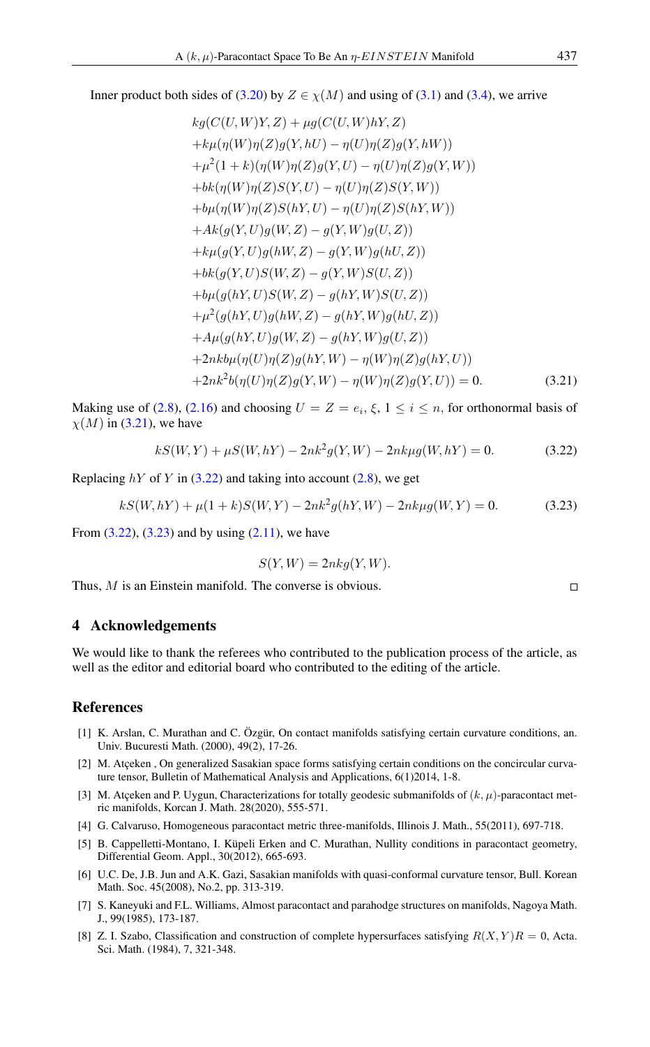Inner product both sides of (3.20) by $Z \in \chi(M)$ and using of (3.1) and (3.4), we arrive

$$
\begin{aligned}
& kg(C(U,W)Y,Z) + \mu g(C(U,W)hY,Z) \\
& + k\mu(\eta(W)\eta(Z)g(Y,hU) - \eta(U)\eta(Z)g(Y,hW)) \\
& + \mu^2(1+k)(\eta(W)\eta(Z)g(Y,U) - \eta(U)\eta(Z)g(Y,W)) \\
& + bk(\eta(W)\eta(Z)S(Y,U) - \eta(U)\eta(Z)S(Y,W)) \\
& + b\mu(\eta(W)\eta(Z)S(hY,U) - \eta(U)\eta(Z)S(hY,W)) \\
& + Ak(g(Y,U)g(W,Z) - g(Y,W)g(U,Z)) \\
& + k\mu(g(Y,U)g(hW,Z) - g(Y,W)g(hU,Z)) \\
& + bk(g(Y,U)S(W,Z) - g(Y,W)S(U,Z)) \\
& + b\mu(g(hY,U)S(W,Z) - g(hY,W)S(U,Z)) \\
& + \mu^2(g(hY,U)g(hW,Z) - g(hY,W)g(hU,Z)) \\
& + A\mu(g(hY,U)g(W,Z) - g(hY,W)g(U,Z)) \\
& + 2nkb\mu(\eta(U)\eta(Z)g(hY,W) - \eta(W)\eta(Z)g(hY,U)) \\
& + 2nk^2b(\eta(U)\eta(Z)g(Y,W) - \eta(W)\eta(Z)g(Y,U)) = 0. \qquad (3.21)
\end{aligned}
$$

Making use of (2.8), (2.16) and choosing $U = Z = e_i, \xi, 1 \leq i \leq n$, for orthonormal basis of $\chi(M)$ in (3.21), we have

$$
kS(W,Y) + \mu S(W,hY) - 2nk^2 g(Y,W) - 2nk\mu g(W,hY) = 0. \qquad (3.22)
$$

Replacing $hY$ of $Y$ in (3.22) and taking into account (2.8), we get

$$
kS(W,hY) + \mu(1+k)S(W,Y) - 2nk^2 g(hY,W) - 2nk\mu g(W,Y) = 0. \qquad (3.23)
$$

From (3.22), (3.23) and by using (2.11), we have

$$
S(Y,W) = 2nkg(Y,W).
$$

Thus, $M$ is an Einstein manifold. The converse is obvious. □

## 4 Acknowledgements

We would like to thank the referees who contributed to the publication process of the article, as well as the editor and editorial board who contributed to the editing of the article.

## References

[1] K. Arslan, C. Murathan and C. Özgür, On contact manifolds satisfying certain curvature conditions, an. Univ. Bucuresti Math. (2000), 49(2), 17-26.

[2] M. Atçeken , On generalized Sasakian space forms satisfying certain conditions on the concircular curvature tensor, Bulletin of Mathematical Analysis and Applications, 6(1)2014, 1-8.

[3] M. Atçeken and P. Uygun, Characterizations for totally geodesic submanifolds of $(k,\mu)$-paracontact metric manifolds, Korcan J. Math. 28(2020), 555-571.

[4] G. Calvaruso, Homogeneous paracontact metric three-manifolds, Illinois J. Math., 55(2011), 697-718.

[5] B. Cappelletti-Montano, I. Küpeli Erken and C. Murathan, Nullity conditions in paracontact geometry, Differential Geom. Appl., 30(2012), 665-693.

[6] U.C. De, J.B. Jun and A.K. Gazi, Sasakian manifolds with quasi-conformal curvature tensor, Bull. Korean Math. Soc. 45(2008), No.2, pp. 313-319.

[7] S. Kaneyuki and F.L. Williams, Almost paracontact and parahodge structures on manifolds, Nagoya Math. J., 99(1985), 173-187.

[8] Z. I. Szabo, Classification and construction of complete hypersurfaces satisfying $R(X,Y)R = 0$, Acta. Sci. Math. (1984), 7, 321-348.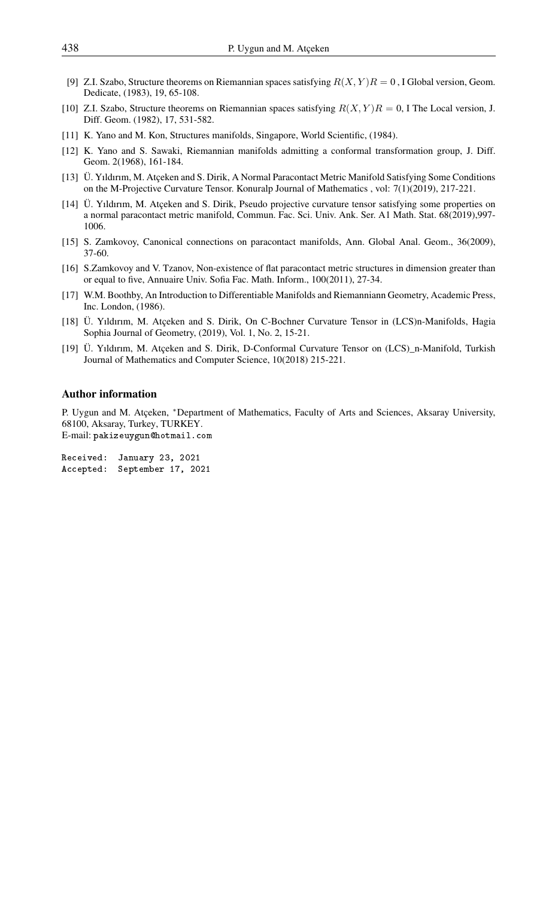[9] Z.I. Szabo, Structure theorems on Riemannian spaces satisfying $R(X,Y)R = 0$ , I Global version, Geom. Dedicate, (1983), 19, 65-108.

[10] Z.I. Szabo, Structure theorems on Riemannian spaces satisfying $R(X,Y)R = 0$, I The Local version, J. Diff. Geom. (1982), 17, 531-582.

[11] K. Yano and M. Kon, Structures manifolds, Singapore, World Scientific, (1984).

[12] K. Yano and S. Sawaki, Riemannian manifolds admitting a conformal transformation group, J. Diff. Geom. 2(1968), 161-184.

[13] Ü. Yıldırım, M. Atçeken and S. Dirik, A Normal Paracontact Metric Manifold Satisfying Some Conditions on the M-Projective Curvature Tensor. Konuralp Journal of Mathematics , vol: 7(1)(2019), 217-221.

[14] Ü. Yıldırım, M. Atçeken and S. Dirik, Pseudo projective curvature tensor satisfying some properties on a normal paracontact metric manifold, Commun. Fac. Sci. Univ. Ank. Ser. A1 Math. Stat. 68(2019),997-1006.

[15] S. Zamkovoy, Canonical connections on paracontact manifolds, Ann. Global Anal. Geom., 36(2009), 37-60.

[16] S.Zamkovoy and V. Tzanov, Non-existence of flat paracontact metric structures in dimension greater than or equal to five, Annuaire Univ. Sofia Fac. Math. Inform., 100(2011), 27-34.

[17] W.M. Boothby, An Introduction to Differentiable Manifolds and Riemanniann Geometry, Academic Press, Inc. London, (1986).

[18] Ü. Yıldırım, M. Atçeken and S. Dirik, On C-Bochner Curvature Tensor in (LCS)n-Manifolds, Hagia Sophia Journal of Geometry, (2019), Vol. 1, No. 2, 15-21.

[19] Ü. Yıldırım, M. Atçeken and S. Dirik, D-Conformal Curvature Tensor on (LCS)_n-Manifold, Turkish Journal of Mathematics and Computer Science, 10(2018) 215-221.

## Author information

P. Uygun and M. Atçeken, *Department of Mathematics, Faculty of Arts and Sciences, Aksaray University, 68100, Aksaray, Turkey, TURKEY.
E-mail: pakizeuygun@hotmail.com

Received: January 23, 2021
Accepted: September 17, 2021